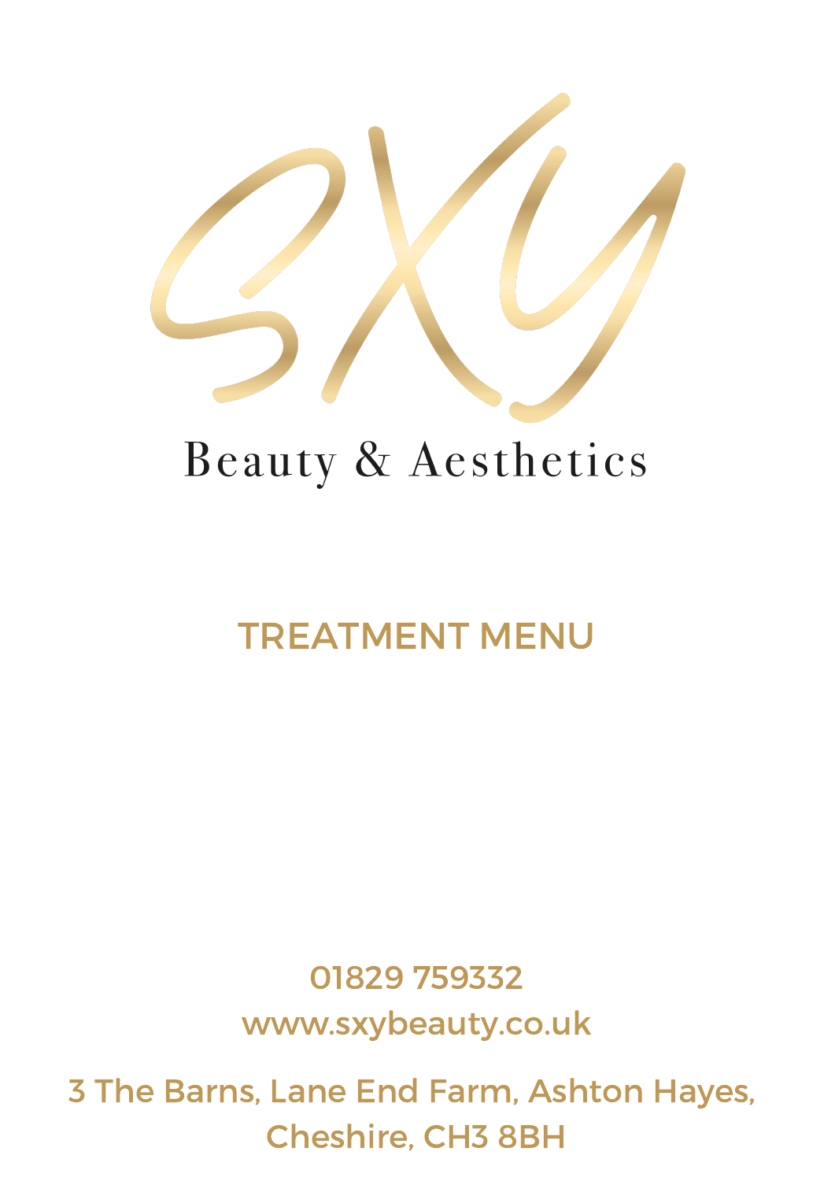# SXY

## Beauty & Aesthetics

## TREATMENT MENU

01829 759332

www.sxybeauty.co.uk

3 The Barns, Lane End Farm, Ashton Hayes, Cheshire, CH3 8BH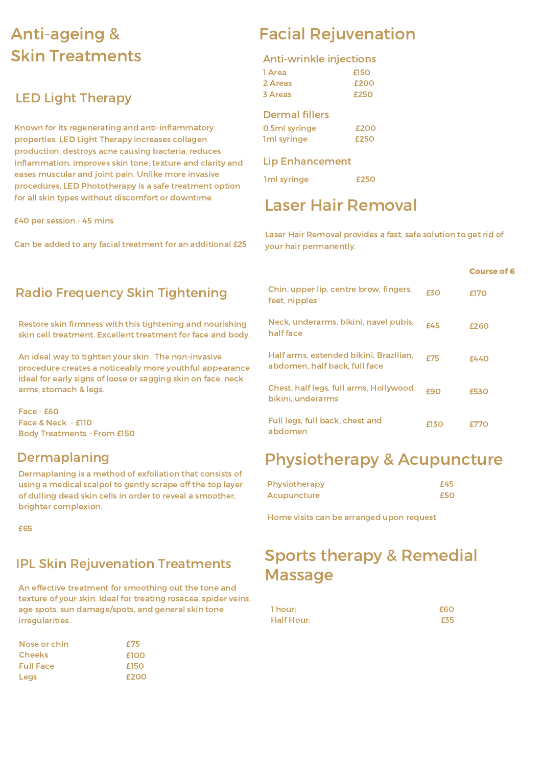# Anti-ageing & Skin Treatments

## LED Light Therapy

Known for its regenerating and anti-inflammatory properties, LED Light Therapy increases collagen production, destroys acne causing bacteria, reduces inflammation, improves skin tone, texture and clarity and eases muscular and joint pain. Unlike more invasive procedures, LED Phototherapy is a safe treatment option for all skin types without discomfort or downtime.

£40 per session - 45 mins

Can be added to any facial treatment for an additional £25

## Radio Frequency Skin Tightening

Restore skin firmness with this tightening and nourishing skin cell treatment. Excellent treatment for face and body.

An ideal way to tighten your skin. The non-invasive procedure creates a noticeably more youthful appearance ideal for early signs of loose or sagging skin on face, neck arms, stomach & legs.

Face - £80
Face & Neck - £110
Body Treatments - From £150

## Dermaplaning

Dermaplaning is a method of exfoliation that consists of using a medical scalpol to gently scrape off the top layer of dulling dead skin cells in order to reveal a smoother, brighter complexion.

£65

## IPL Skin Rejuvenation Treatments

An effective treatment for smoothing out the tone and texture of your skin. Ideal for treating rosacea, spider veins, age spots, sun damage/spots, and general skin tone irregularities.

| | |
|---|---|
| Nose or chin | £75 |
| Cheeks | £100 |
| Full Face | £150 |
| Legs | £200 |

# Facial Rejuvenation

### Anti-wrinkle injections

| | |
|---|---|
| 1 Area | £150 |
| 2 Areas | £200 |
| 3 Areas | £250 |

### Dermal fillers

| | |
|---|---|
| 0.5ml syringe | £200 |
| 1ml syringe | £250 |

### Lip Enhancement

| | |
|---|---|
| 1ml syringe | £250 |

# Laser Hair Removal

Laser Hair Removal provides a fast, safe solution to get rid of your hair permanently.

| | | **Course of 6** |
|---|---|---|
| Chin, upper lip, centre brow, fingers, feet, nipples | £30 | £170 |
| Neck, underarms, bikini, navel pubis, half face | £45 | £260 |
| Half arms, extended bikini, Brazilian, abdomen, half back, full face | £75 | £440 |
| Chest, half legs, full arms, Hollywood, bikini, underarms | £90 | £530 |
| Full legs, full back, chest and abdomen | £130 | £770 |

# Physiotherapy & Acupuncture

| | |
|---|---|
| Physiotherapy | £45 |
| Acupuncture | £50 |

Home visits can be arranged upon request

# Sports therapy & Remedial Massage

| | |
|---|---|
| 1 hour: | £60 |
| Half Hour: | £35 |